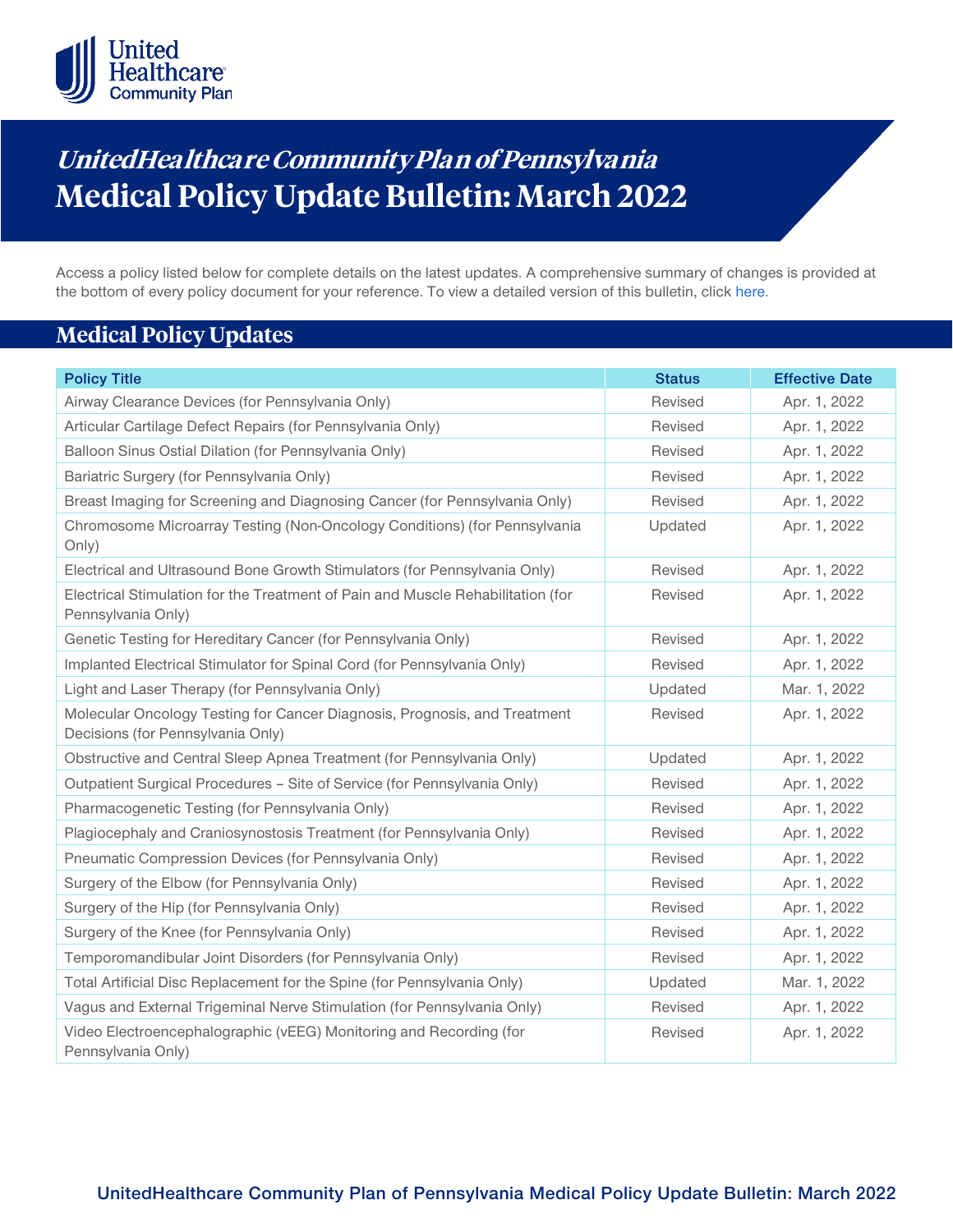# *UnitedHealthcare Community Plan of Pennsylvania*
# Medical Policy Update Bulletin: March 2022

Access a policy listed below for complete details on the latest updates. A comprehensive summary of changes is provided at the bottom of every policy document for your reference. To view a detailed version of this bulletin, click here.

## Medical Policy Updates

| Policy Title | Status | Effective Date |
|---|---|---|
| Airway Clearance Devices (for Pennsylvania Only) | Revised | Apr. 1, 2022 |
| Articular Cartilage Defect Repairs (for Pennsylvania Only) | Revised | Apr. 1, 2022 |
| Balloon Sinus Ostial Dilation (for Pennsylvania Only) | Revised | Apr. 1, 2022 |
| Bariatric Surgery (for Pennsylvania Only) | Revised | Apr. 1, 2022 |
| Breast Imaging for Screening and Diagnosing Cancer (for Pennsylvania Only) | Revised | Apr. 1, 2022 |
| Chromosome Microarray Testing (Non-Oncology Conditions) (for Pennsylvania Only) | Updated | Apr. 1, 2022 |
| Electrical and Ultrasound Bone Growth Stimulators (for Pennsylvania Only) | Revised | Apr. 1, 2022 |
| Electrical Stimulation for the Treatment of Pain and Muscle Rehabilitation (for Pennsylvania Only) | Revised | Apr. 1, 2022 |
| Genetic Testing for Hereditary Cancer (for Pennsylvania Only) | Revised | Apr. 1, 2022 |
| Implanted Electrical Stimulator for Spinal Cord (for Pennsylvania Only) | Revised | Apr. 1, 2022 |
| Light and Laser Therapy (for Pennsylvania Only) | Updated | Mar. 1, 2022 |
| Molecular Oncology Testing for Cancer Diagnosis, Prognosis, and Treatment Decisions (for Pennsylvania Only) | Revised | Apr. 1, 2022 |
| Obstructive and Central Sleep Apnea Treatment (for Pennsylvania Only) | Updated | Apr. 1, 2022 |
| Outpatient Surgical Procedures – Site of Service (for Pennsylvania Only) | Revised | Apr. 1, 2022 |
| Pharmacogenetic Testing (for Pennsylvania Only) | Revised | Apr. 1, 2022 |
| Plagiocephaly and Craniosynostosis Treatment (for Pennsylvania Only) | Revised | Apr. 1, 2022 |
| Pneumatic Compression Devices (for Pennsylvania Only) | Revised | Apr. 1, 2022 |
| Surgery of the Elbow (for Pennsylvania Only) | Revised | Apr. 1, 2022 |
| Surgery of the Hip (for Pennsylvania Only) | Revised | Apr. 1, 2022 |
| Surgery of the Knee (for Pennsylvania Only) | Revised | Apr. 1, 2022 |
| Temporomandibular Joint Disorders (for Pennsylvania Only) | Revised | Apr. 1, 2022 |
| Total Artificial Disc Replacement for the Spine (for Pennsylvania Only) | Updated | Mar. 1, 2022 |
| Vagus and External Trigeminal Nerve Stimulation (for Pennsylvania Only) | Revised | Apr. 1, 2022 |
| Video Electroencephalographic (vEEG) Monitoring and Recording (for Pennsylvania Only) | Revised | Apr. 1, 2022 |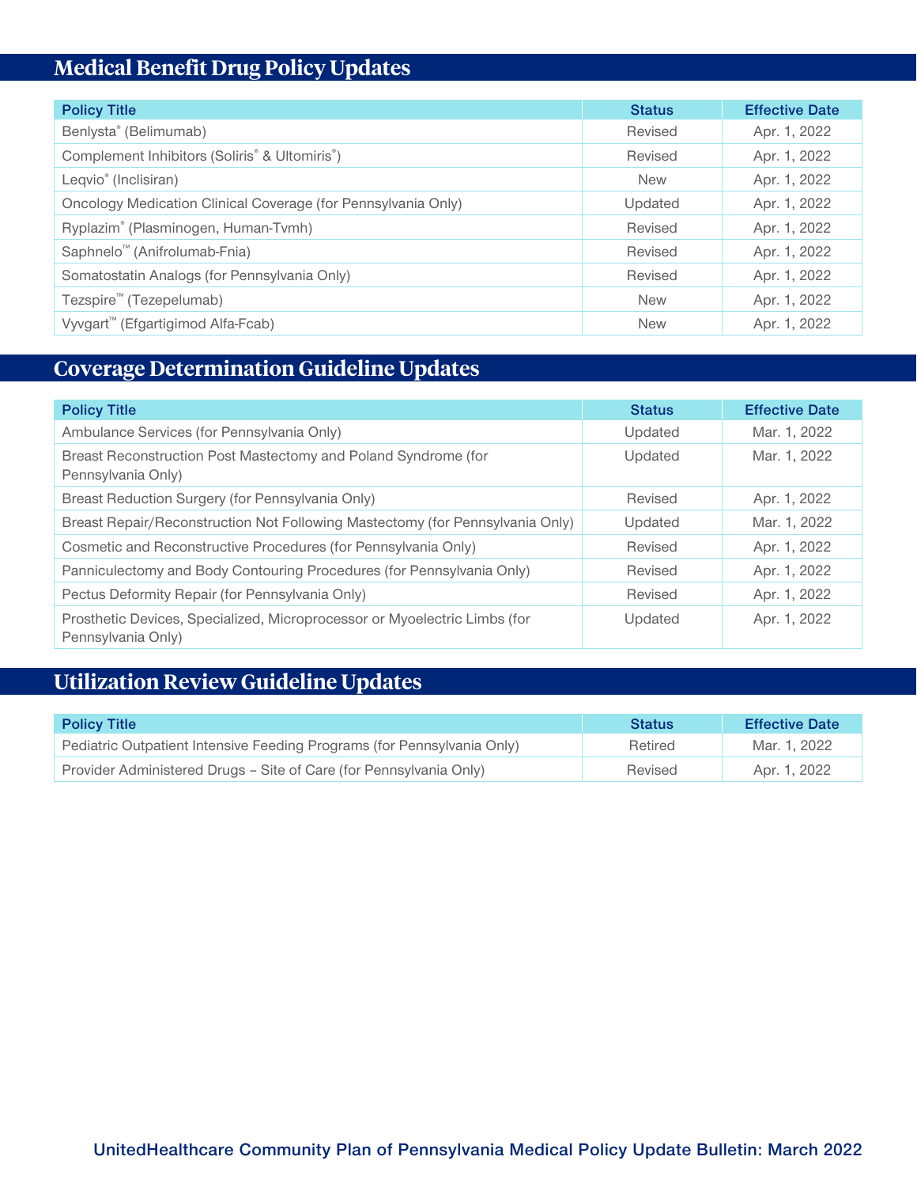## Medical Benefit Drug Policy Updates

| Policy Title | Status | Effective Date |
| --- | --- | --- |
| Benlysta® (Belimumab) | Revised | Apr. 1, 2022 |
| Complement Inhibitors (Soliris® & Ultomiris®) | Revised | Apr. 1, 2022 |
| Leqvio® (Inclisiran) | New | Apr. 1, 2022 |
| Oncology Medication Clinical Coverage (for Pennsylvania Only) | Updated | Apr. 1, 2022 |
| Ryplazim® (Plasminogen, Human-Tvmh) | Revised | Apr. 1, 2022 |
| Saphnelo™ (Anifrolumab-Fnia) | Revised | Apr. 1, 2022 |
| Somatostatin Analogs (for Pennsylvania Only) | Revised | Apr. 1, 2022 |
| Tezspire™ (Tezepelumab) | New | Apr. 1, 2022 |
| Vyvgart™ (Efgartigimod Alfa-Fcab) | New | Apr. 1, 2022 |

## Coverage Determination Guideline Updates

| Policy Title | Status | Effective Date |
| --- | --- | --- |
| Ambulance Services (for Pennsylvania Only) | Updated | Mar. 1, 2022 |
| Breast Reconstruction Post Mastectomy and Poland Syndrome (for Pennsylvania Only) | Updated | Mar. 1, 2022 |
| Breast Reduction Surgery (for Pennsylvania Only) | Revised | Apr. 1, 2022 |
| Breast Repair/Reconstruction Not Following Mastectomy (for Pennsylvania Only) | Updated | Mar. 1, 2022 |
| Cosmetic and Reconstructive Procedures (for Pennsylvania Only) | Revised | Apr. 1, 2022 |
| Panniculectomy and Body Contouring Procedures (for Pennsylvania Only) | Revised | Apr. 1, 2022 |
| Pectus Deformity Repair (for Pennsylvania Only) | Revised | Apr. 1, 2022 |
| Prosthetic Devices, Specialized, Microprocessor or Myoelectric Limbs (for Pennsylvania Only) | Updated | Apr. 1, 2022 |

## Utilization Review Guideline Updates

| Policy Title | Status | Effective Date |
| --- | --- | --- |
| Pediatric Outpatient Intensive Feeding Programs (for Pennsylvania Only) | Retired | Mar. 1, 2022 |
| Provider Administered Drugs – Site of Care (for Pennsylvania Only) | Revised | Apr. 1, 2022 |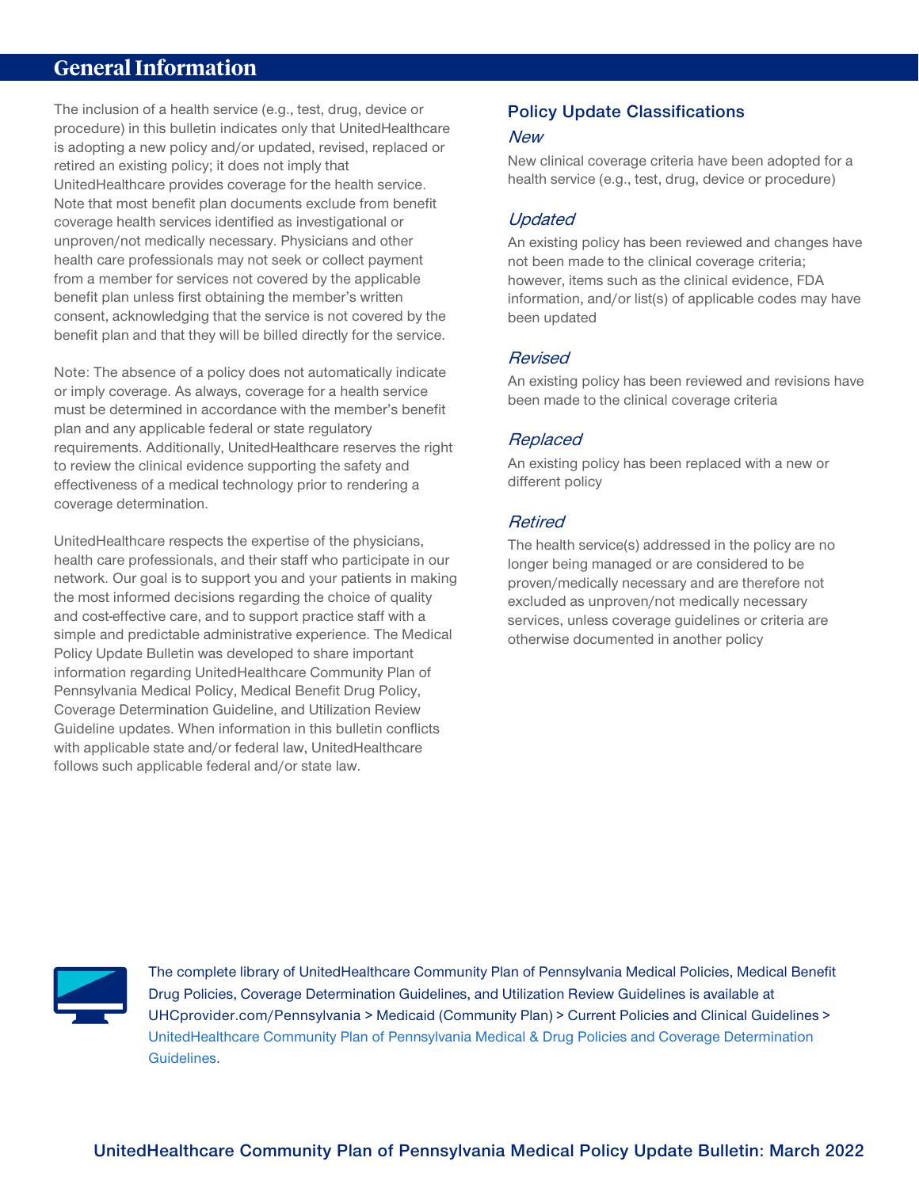## General Information

The inclusion of a health service (e.g., test, drug, device or procedure) in this bulletin indicates only that UnitedHealthcare is adopting a new policy and/or updated, revised, replaced or retired an existing policy; it does not imply that UnitedHealthcare provides coverage for the health service. Note that most benefit plan documents exclude from benefit coverage health services identified as investigational or unproven/not medically necessary. Physicians and other health care professionals may not seek or collect payment from a member for services not covered by the applicable benefit plan unless first obtaining the member's written consent, acknowledging that the service is not covered by the benefit plan and that they will be billed directly for the service.

Note: The absence of a policy does not automatically indicate or imply coverage. As always, coverage for a health service must be determined in accordance with the member's benefit plan and any applicable federal or state regulatory requirements. Additionally, UnitedHealthcare reserves the right to review the clinical evidence supporting the safety and effectiveness of a medical technology prior to rendering a coverage determination.

UnitedHealthcare respects the expertise of the physicians, health care professionals, and their staff who participate in our network. Our goal is to support you and your patients in making the most informed decisions regarding the choice of quality and cost-effective care, and to support practice staff with a simple and predictable administrative experience. The Medical Policy Update Bulletin was developed to share important information regarding UnitedHealthcare Community Plan of Pennsylvania Medical Policy, Medical Benefit Drug Policy, Coverage Determination Guideline, and Utilization Review Guideline updates. When information in this bulletin conflicts with applicable state and/or federal law, UnitedHealthcare follows such applicable federal and/or state law.

### Policy Update Classifications

*New*

New clinical coverage criteria have been adopted for a health service (e.g., test, drug, device or procedure)

*Updated*

An existing policy has been reviewed and changes have not been made to the clinical coverage criteria; however, items such as the clinical evidence, FDA information, and/or list(s) of applicable codes may have been updated

*Revised*

An existing policy has been reviewed and revisions have been made to the clinical coverage criteria

*Replaced*

An existing policy has been replaced with a new or different policy

*Retired*

The health service(s) addressed in the policy are no longer being managed or are considered to be proven/medically necessary and are therefore not excluded as unproven/not medically necessary services, unless coverage guidelines or criteria are otherwise documented in another policy

The complete library of UnitedHealthcare Community Plan of Pennsylvania Medical Policies, Medical Benefit Drug Policies, Coverage Determination Guidelines, and Utilization Review Guidelines is available at UHCprovider.com/Pennsylvania > Medicaid (Community Plan) > Current Policies and Clinical Guidelines > UnitedHealthcare Community Plan of Pennsylvania Medical & Drug Policies and Coverage Determination Guidelines.